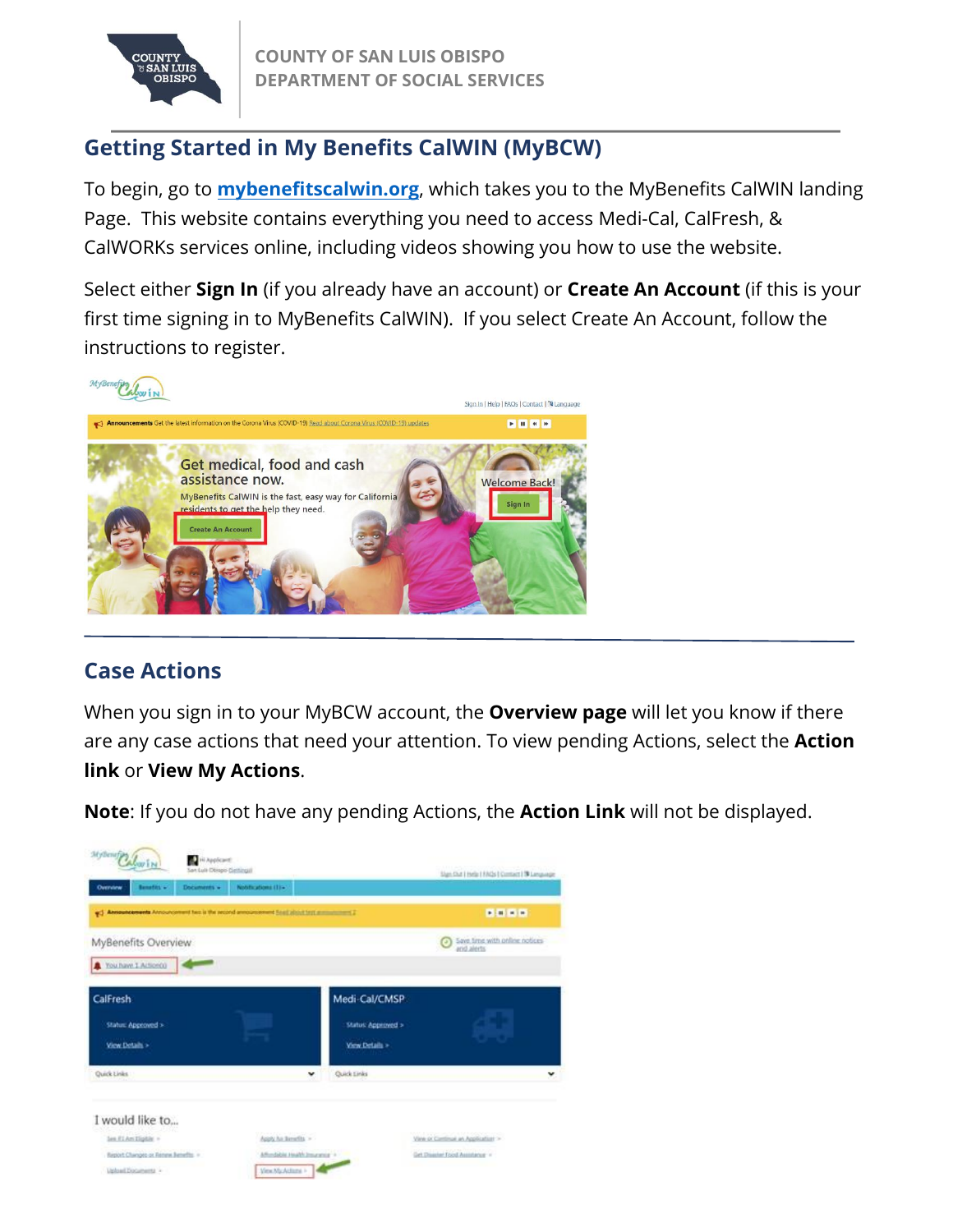COUNTY OF SAN LUIS OBISPO
DEPARTMENT OF SOCIAL SERVICES

## Getting Started in My Benefits CalWIN (MyBCW)

To begin, go to **mybenefitscalwin.org**, which takes you to the MyBenefits CalWIN landing Page. This website contains everything you need to access Medi-Cal, CalFresh, & CalWORKs services online, including videos showing you how to use the website.

Select either **Sign In** (if you already have an account) or **Create An Account** (if this is your first time signing in to MyBenefits CalWIN). If you select Create An Account, follow the instructions to register.

## Case Actions

When you sign in to your MyBCW account, the **Overview page** will let you know if there are any case actions that need your attention. To view pending Actions, select the **Action link** or **View My Actions**.

**Note**: If you do not have any pending Actions, the **Action Link** will not be displayed.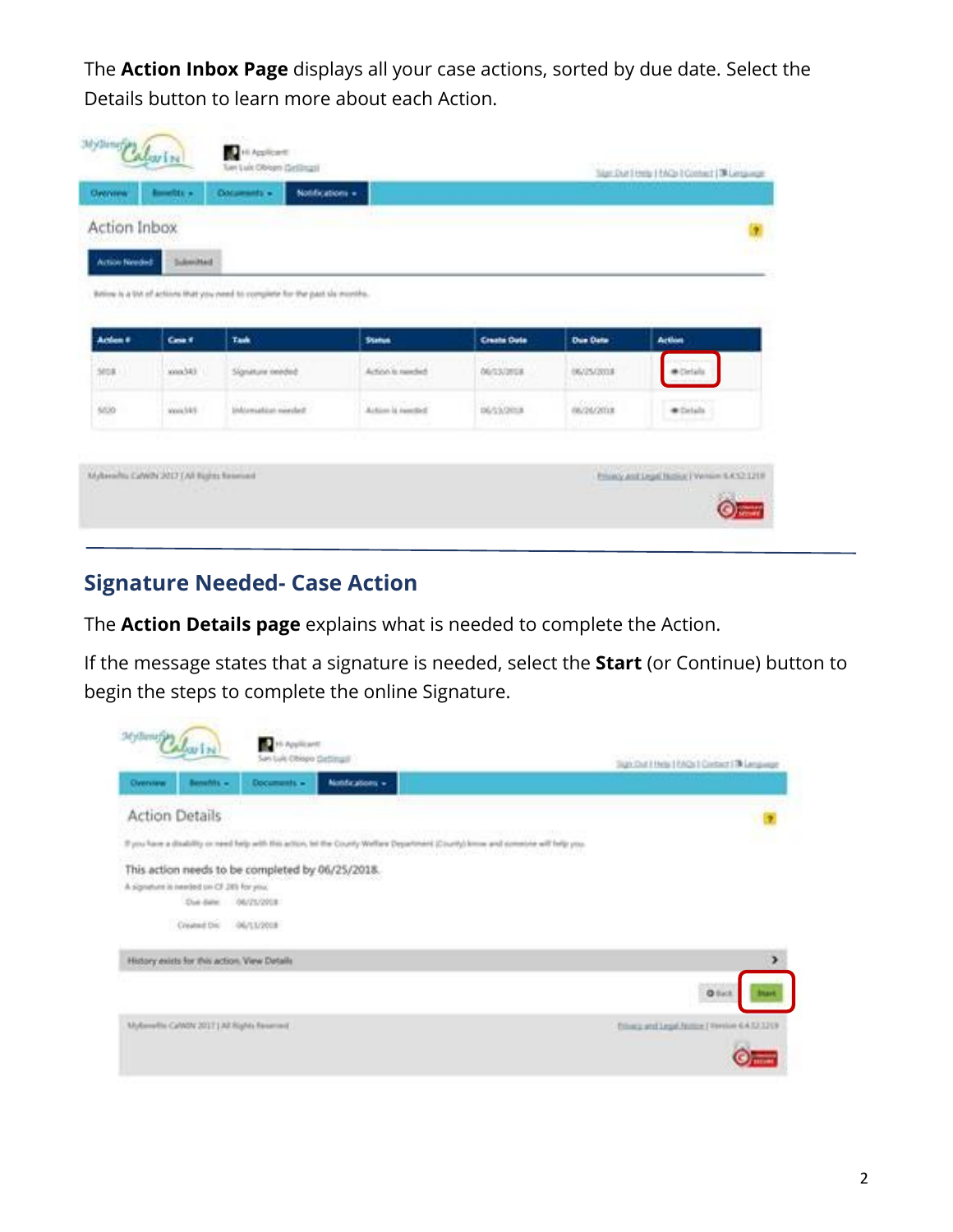The **Action Inbox Page** displays all your case actions, sorted by due date. Select the Details button to learn more about each Action.

## Signature Needed- Case Action

The **Action Details page** explains what is needed to complete the Action.

If the message states that a signature is needed, select the **Start** (or Continue) button to begin the steps to complete the online Signature.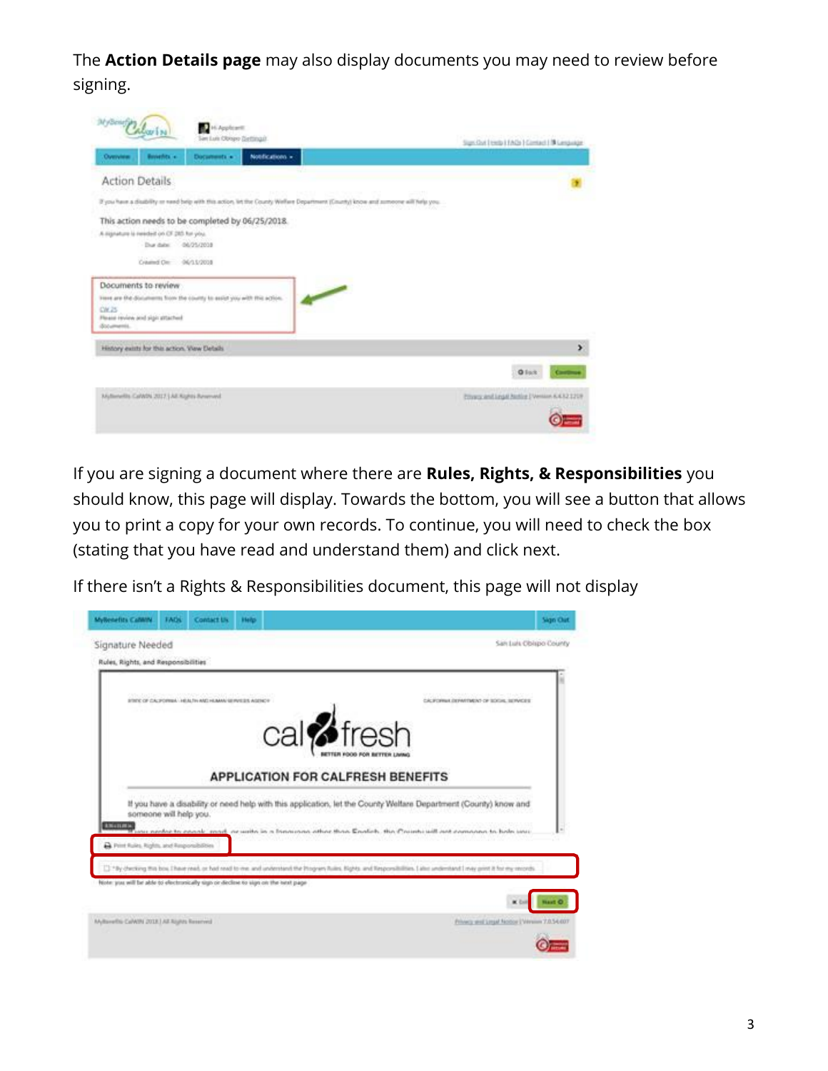The **Action Details page** may also display documents you may need to review before signing.

If you are signing a document where there are **Rules, Rights, & Responsibilities** you should know, this page will display. Towards the bottom, you will see a button that allows you to print a copy for your own records. To continue, you will need to check the box (stating that you have read and understand them) and click next.

If there isn't a Rights & Responsibilities document, this page will not display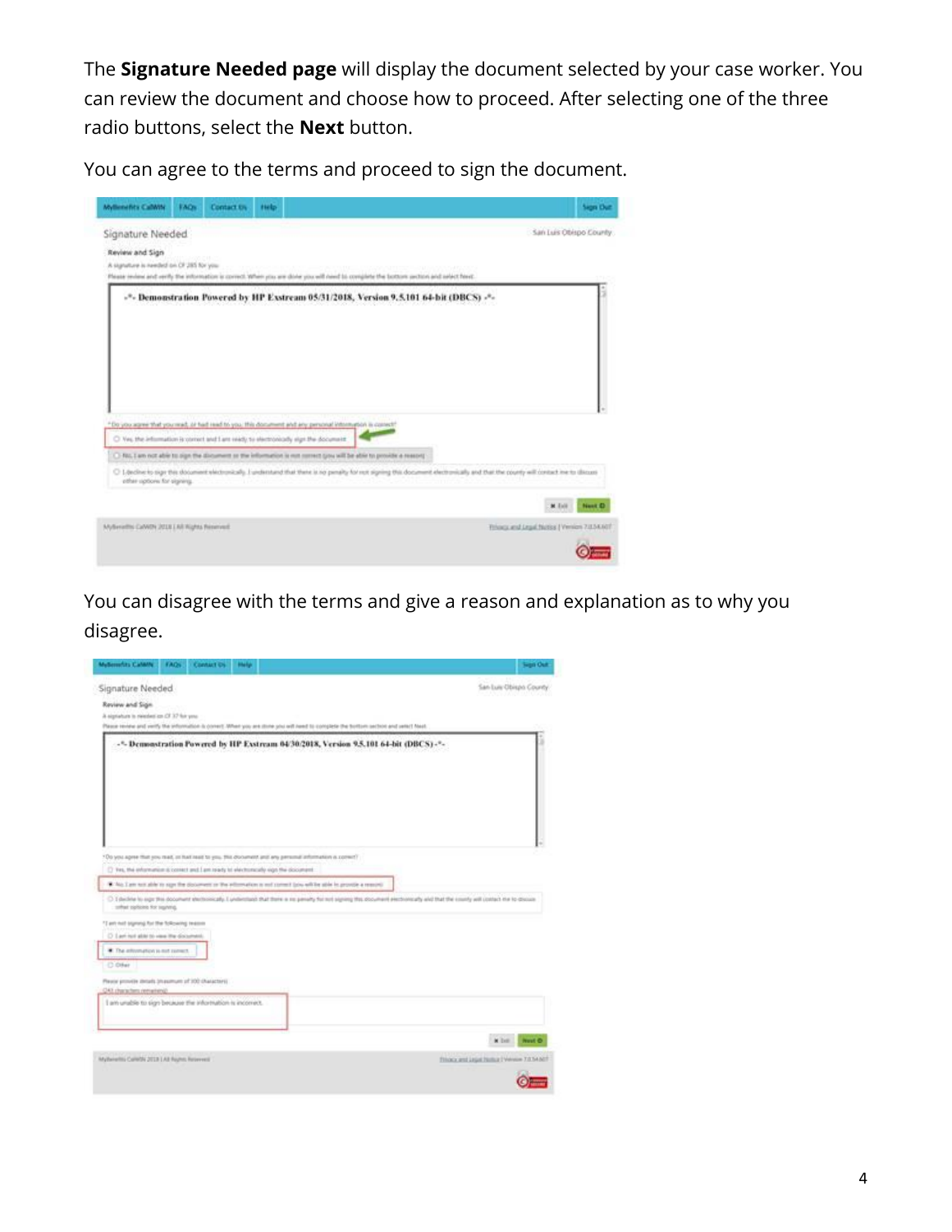The **Signature Needed page** will display the document selected by your case worker. You can review the document and choose how to proceed. After selecting one of the three radio buttons, select the **Next** button.

You can agree to the terms and proceed to sign the document.

You can disagree with the terms and give a reason and explanation as to why you disagree.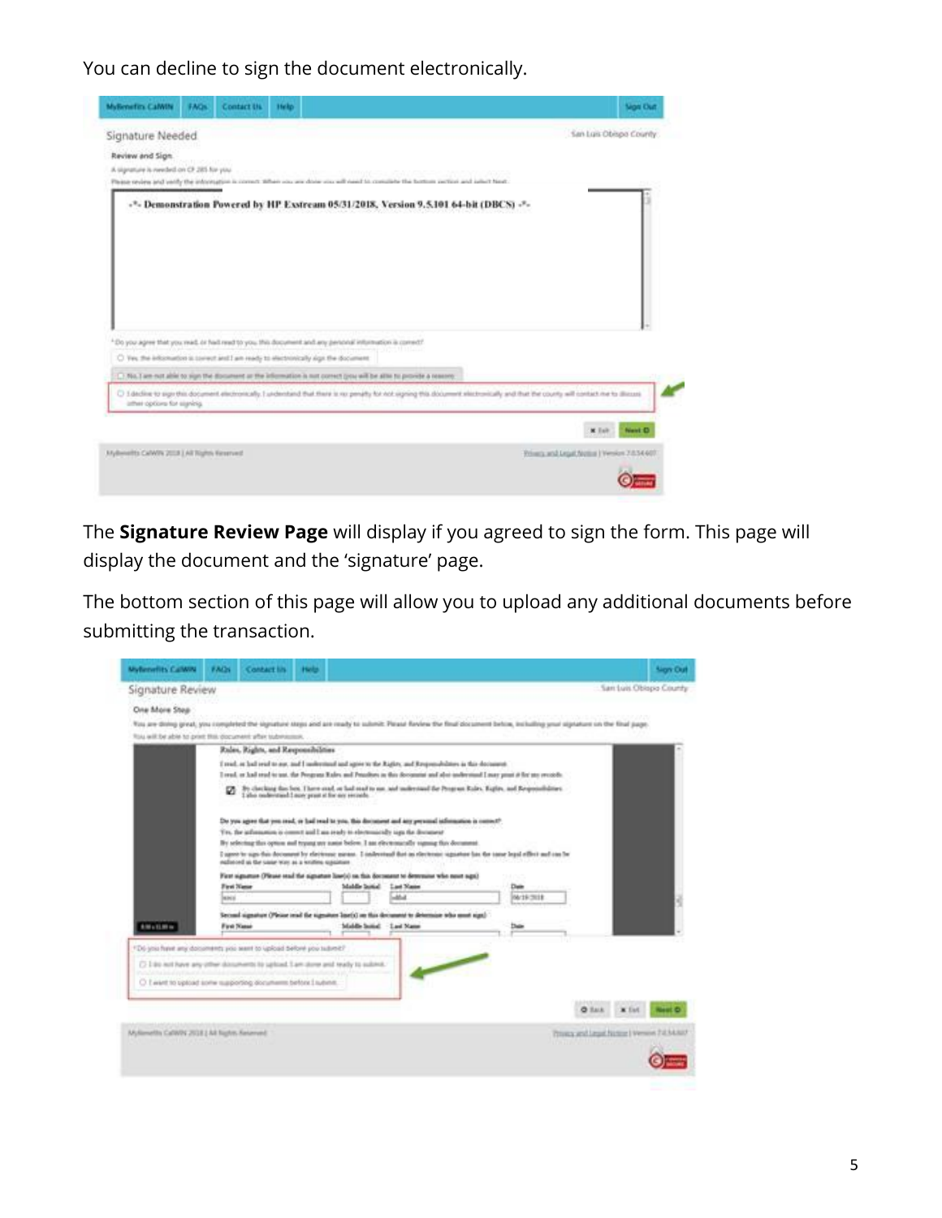You can decline to sign the document electronically.

The **Signature Review Page** will display if you agreed to sign the form. This page will display the document and the 'signature' page.

The bottom section of this page will allow you to upload any additional documents before submitting the transaction.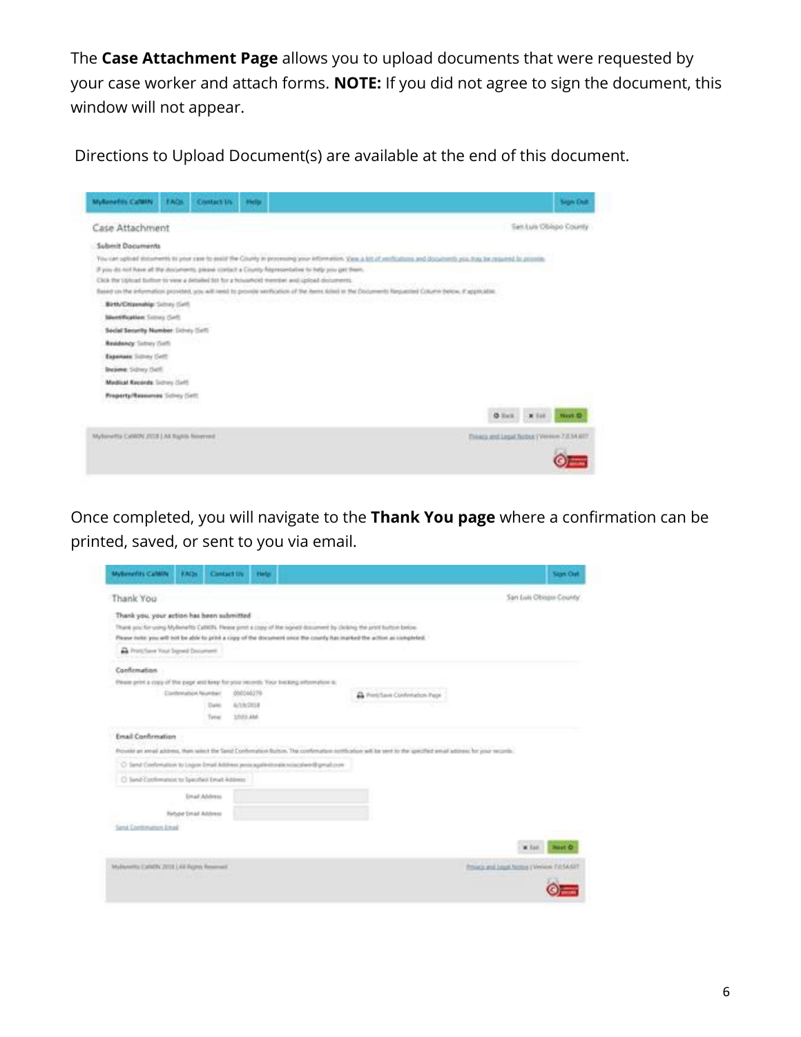The **Case Attachment Page** allows you to upload documents that were requested by your case worker and attach forms. **NOTE:** If you did not agree to sign the document, this window will not appear.

Directions to Upload Document(s) are available at the end of this document.

Once completed, you will navigate to the **Thank You page** where a confirmation can be printed, saved, or sent to you via email.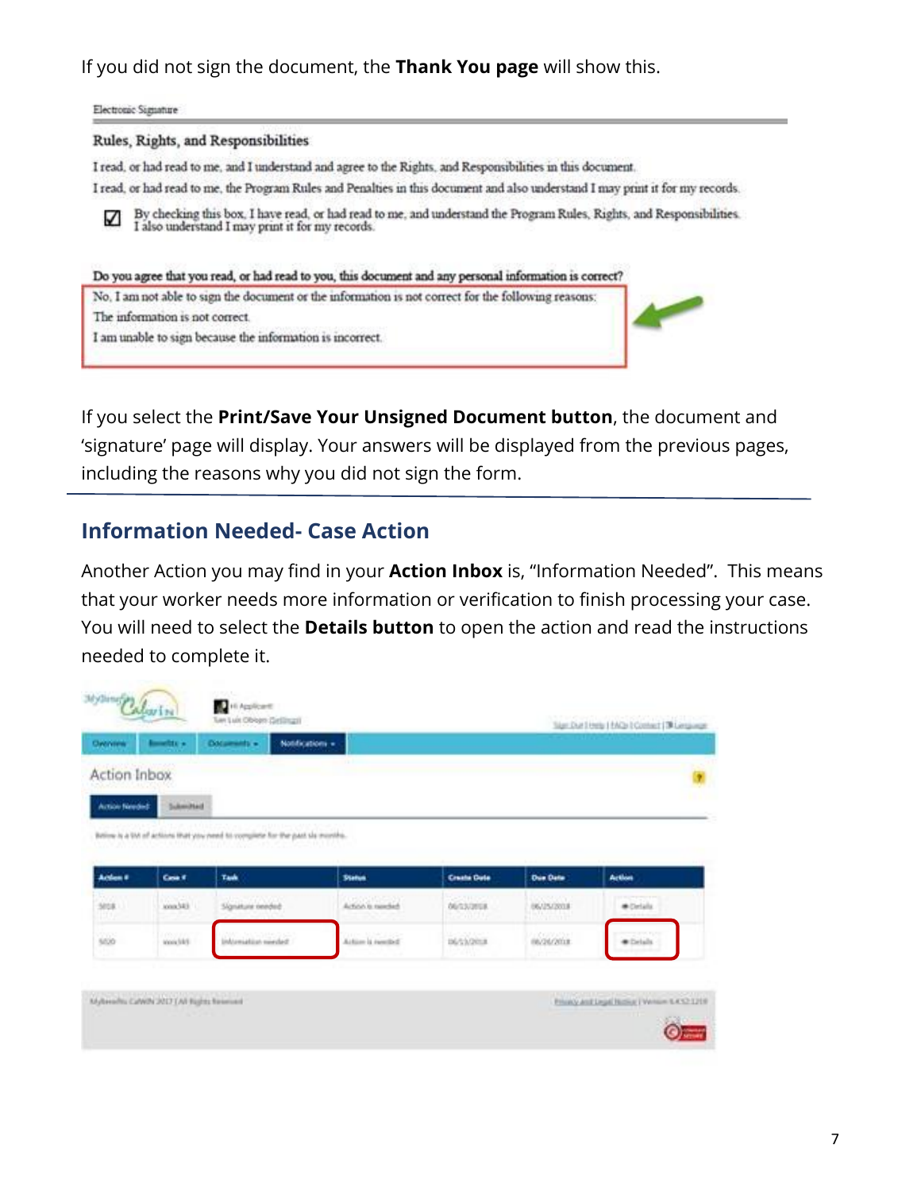If you did not sign the document, the **Thank You page** will show this.

Electronic Signature

**Rules, Rights, and Responsibilities**

I read, or had read to me, and I understand and agree to the Rights, and Responsibilities in this document.

I read, or had read to me, the Program Rules and Penalties in this document and also understand I may print it for my records.

☑ By checking this box, I have read, or had read to me, and understand the Program Rules, Rights, and Responsibilities. I also understand I may print it for my records.

**Do you agree that you read, or had read to you, this document and any personal information is correct?**

No, I am not able to sign the document or the information is not correct for the following reasons:

The information is not correct.

I am unable to sign because the information is incorrect.

If you select the **Print/Save Your Unsigned Document button**, the document and 'signature' page will display. Your answers will be displayed from the previous pages, including the reasons why you did not sign the form.

## Information Needed- Case Action

Another Action you may find in your **Action Inbox** is, "Information Needed". This means that your worker needs more information or verification to finish processing your case. You will need to select the **Details button** to open the action and read the instructions needed to complete it.

Action Inbox

| Action # | Case # | Task | Status | Create Date | Due Date | Action |
|---|---|---|---|---|---|---|
| 5018 | xxxx343 | Signature needed | Action is needed | 06/13/2018 | 06/25/2018 | Details |
| 5020 | xxxx343 | Information needed | Action is needed | 06/13/2018 | 06/24/2018 | Details |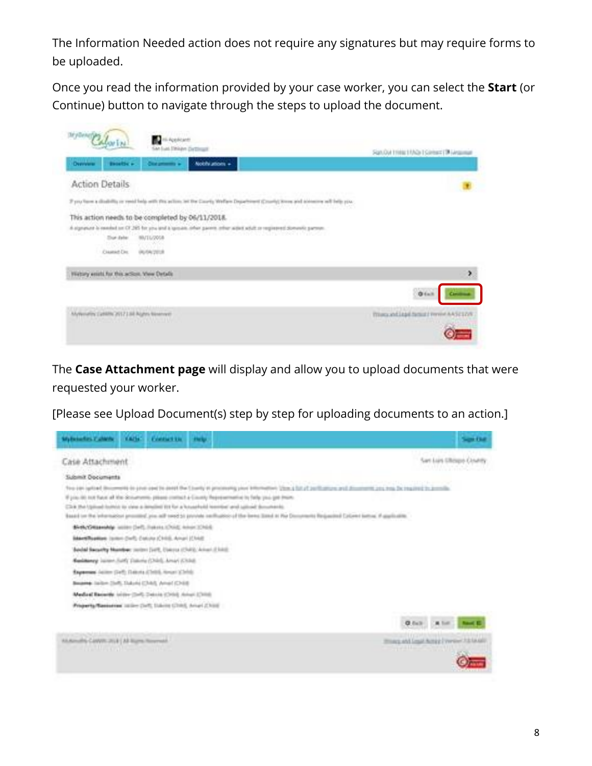The Information Needed action does not require any signatures but may require forms to be uploaded.

Once you read the information provided by your case worker, you can select the **Start** (or Continue) button to navigate through the steps to upload the document.

The **Case Attachment page** will display and allow you to upload documents that were requested your worker.

[Please see Upload Document(s) step by step for uploading documents to an action.]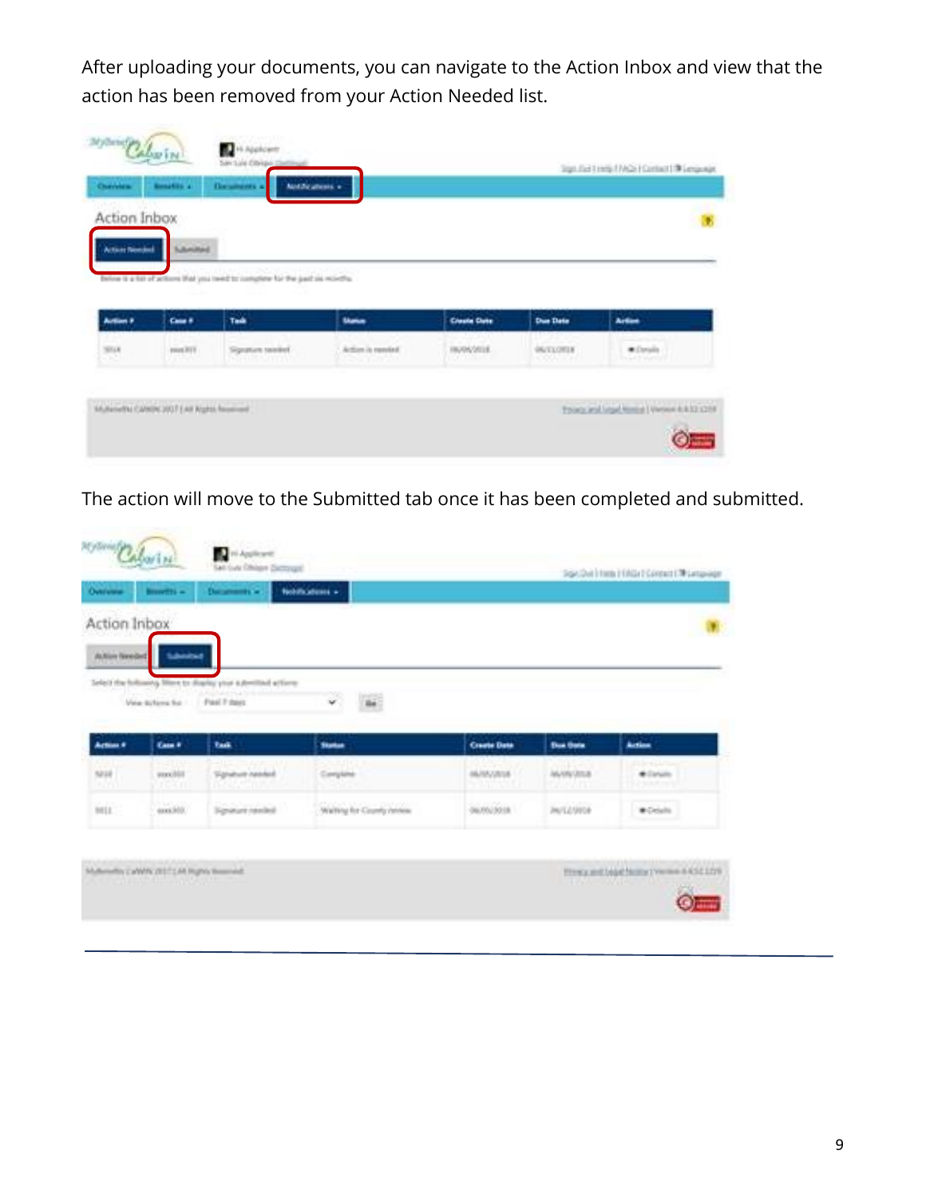After uploading your documents, you can navigate to the Action Inbox and view that the action has been removed from your Action Needed list.

The action will move to the Submitted tab once it has been completed and submitted.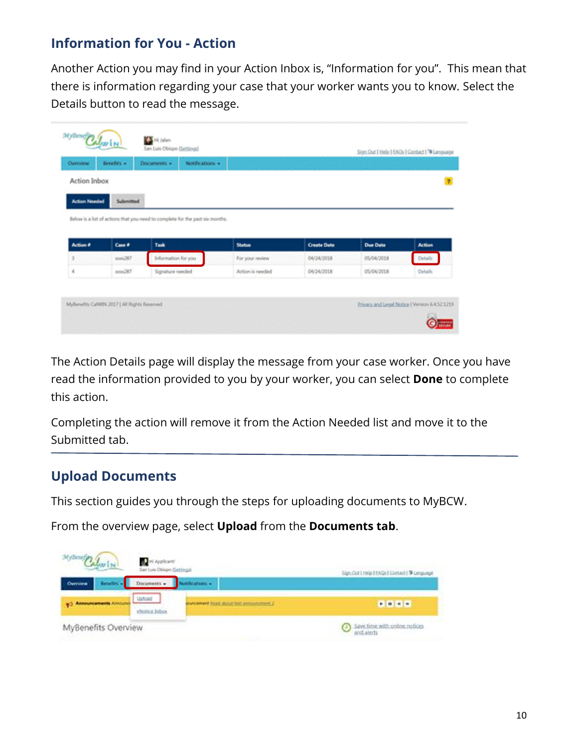## Information for You - Action

Another Action you may find in your Action Inbox is, "Information for you". This mean that there is information regarding your case that your worker wants you to know. Select the Details button to read the message.

The Action Details page will display the message from your case worker. Once you have read the information provided to you by your worker, you can select **Done** to complete this action.

Completing the action will remove it from the Action Needed list and move it to the Submitted tab.

## Upload Documents

This section guides you through the steps for uploading documents to MyBCW.

From the overview page, select **Upload** from the **Documents tab**.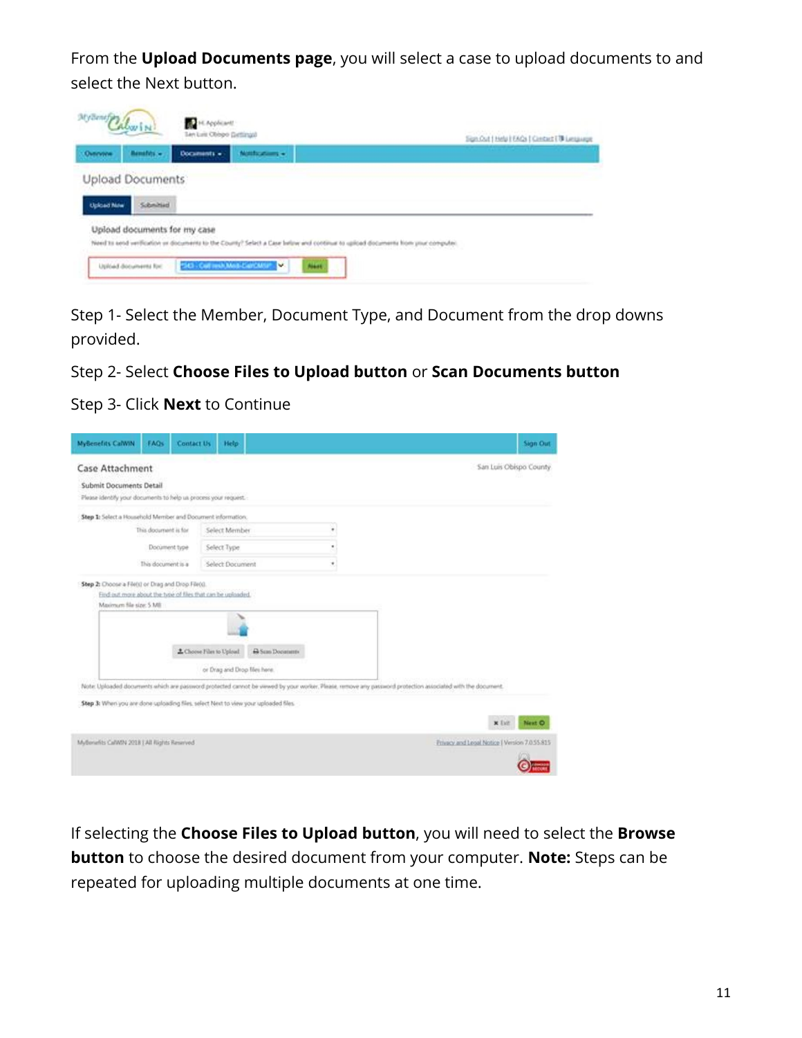From the **Upload Documents page**, you will select a case to upload documents to and select the Next button.

Step 1- Select the Member, Document Type, and Document from the drop downs provided.

Step 2- Select **Choose Files to Upload button** or **Scan Documents button**

Step 3- Click **Next** to Continue

If selecting the **Choose Files to Upload button**, you will need to select the **Browse button** to choose the desired document from your computer. **Note:** Steps can be repeated for uploading multiple documents at one time.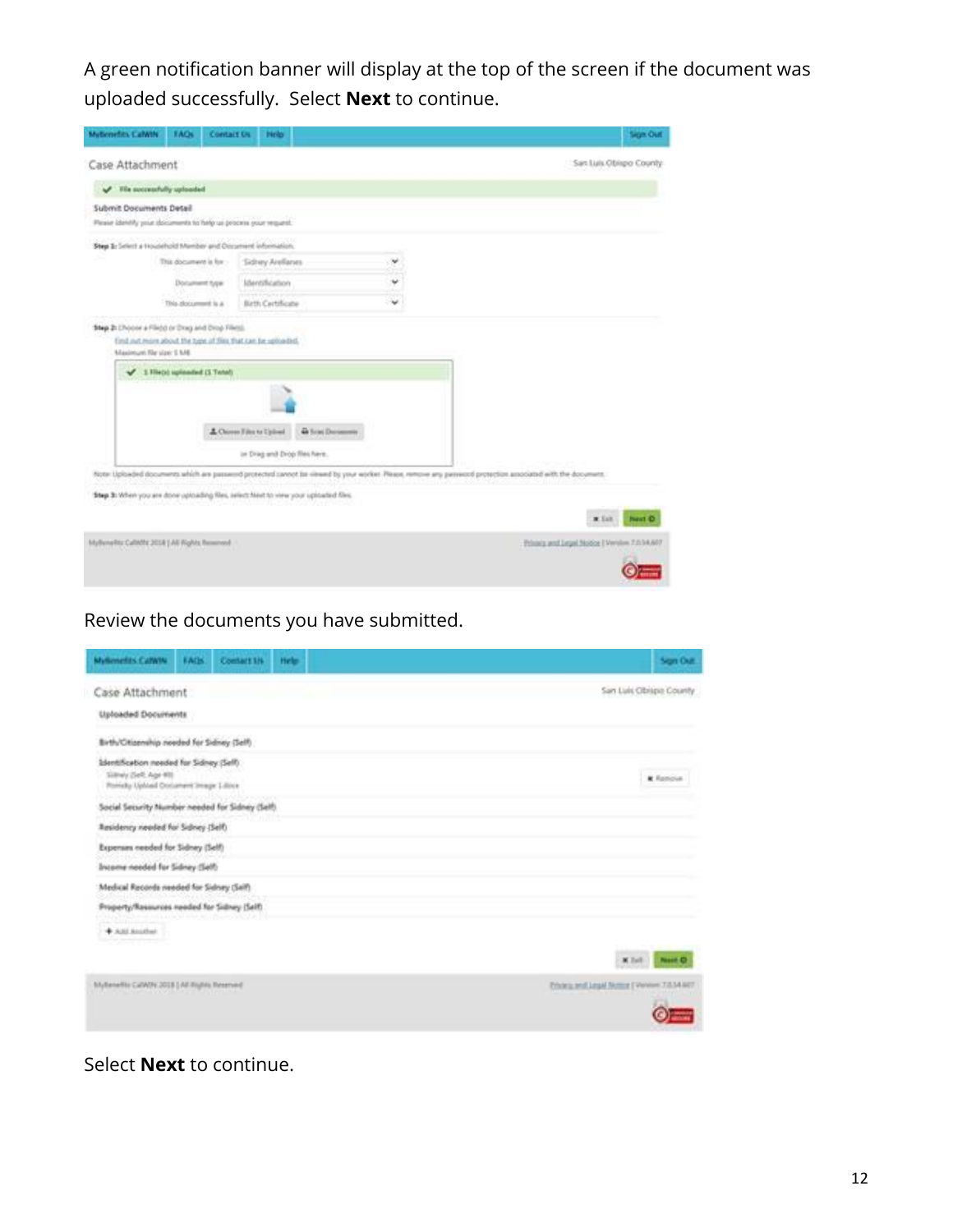A green notification banner will display at the top of the screen if the document was uploaded successfully. Select **Next** to continue.

Review the documents you have submitted.

Select **Next** to continue.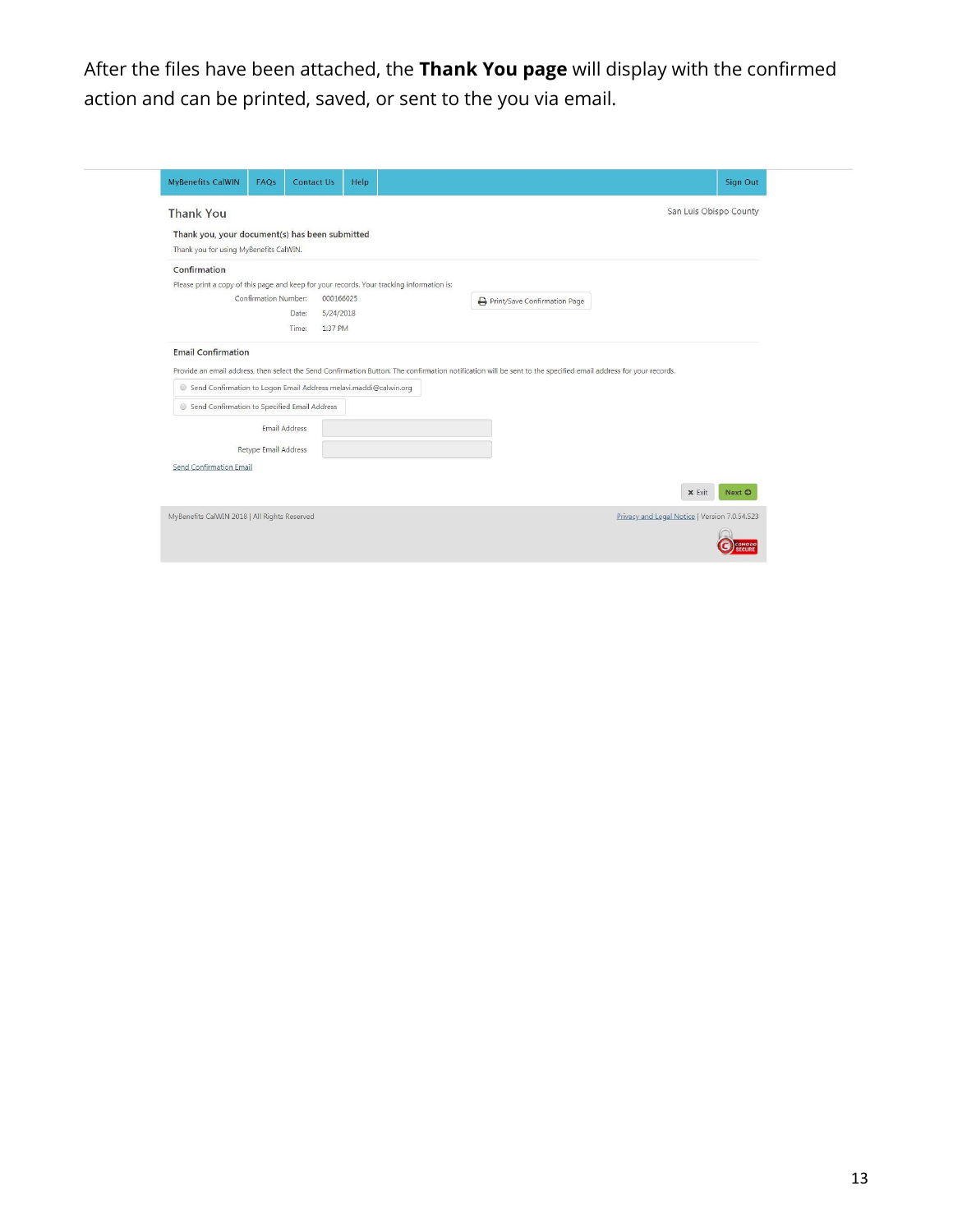After the files have been attached, the **Thank You page** will display with the confirmed action and can be printed, saved, or sent to the you via email.

MyBenefits CalWIN | FAQs | Contact Us | Help | Sign Out

## Thank You

San Luis Obispo County

Thank you, your document(s) has been submitted

Thank you for using MyBenefits CalWIN.

### Confirmation

Please print a copy of this page and keep for your records. Your tracking information is:

Confirmation Number: 000166025

Date: 5/24/2018

Time: 1:37 PM

Print/Save Confirmation Page

### Email Confirmation

Provide an email address, then select the Send Confirmation Button. The confirmation notification will be sent to the specified email address for your records.

- Send Confirmation to Logon Email Address melavi.maddi@calwin.org
- Send Confirmation to Specified Email Address

Email Address

Retype Email Address

Send Confirmation Email

Exit | Next

MyBenefits CalWIN 2018 | All Rights Reserved

Privacy and Legal Notice | Version 7.0.54.523